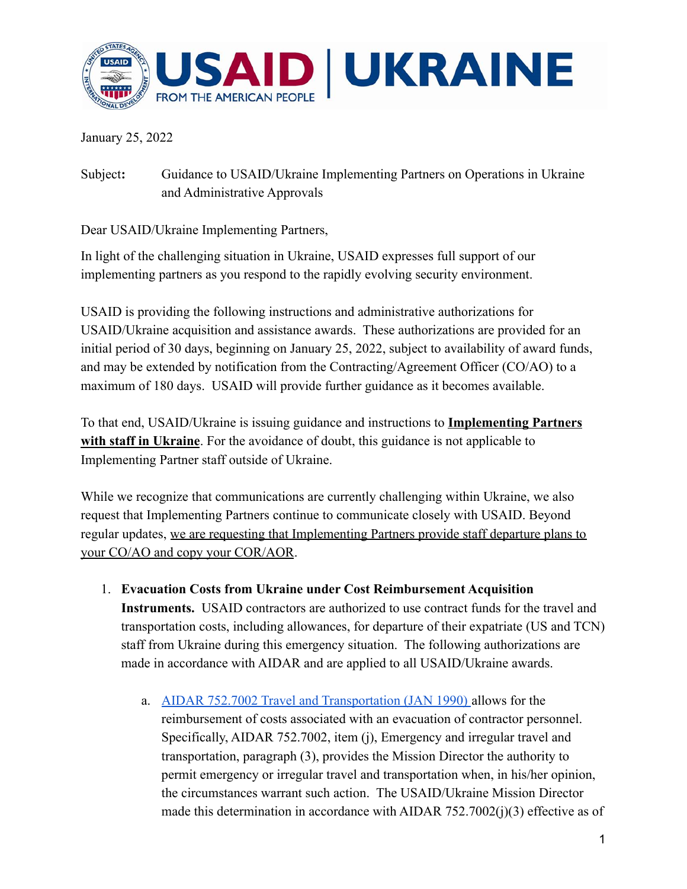January 25, 2022

Subject: Guidance to USAID/Ukraine Implementing Partners on Operations in Ukraine and Administrative Approvals

Dear USAID/Ukraine Implementing Partners,

In light of the challenging situation in Ukraine, USAID expresses full support of our implementing partners as you respond to the rapidly evolving security environment.

USAID is providing the following instructions and administrative authorizations for USAID/Ukraine acquisition and assistance awards. These authorizations are provided for an initial period of 30 days, beginning on January 25, 2022, subject to availability of award funds, and may be extended by notification from the Contracting/Agreement Officer (CO/AO) to a maximum of 180 days. USAID will provide further guidance as it becomes available.

To that end, USAID/Ukraine is issuing guidance and instructions to **Implementing Partners with staff in Ukraine**. For the avoidance of doubt, this guidance is not applicable to Implementing Partner staff outside of Ukraine.

While we recognize that communications are currently challenging within Ukraine, we also request that Implementing Partners continue to communicate closely with USAID. Beyond regular updates, we are requesting that Implementing Partners provide staff departure plans to your CO/AO and copy your COR/AOR.

1. **Evacuation Costs from Ukraine under Cost Reimbursement Acquisition Instruments.** USAID contractors are authorized to use contract funds for the travel and transportation costs, including allowances, for departure of their expatriate (US and TCN) staff from Ukraine during this emergency situation. The following authorizations are made in accordance with AIDAR and are applied to all USAID/Ukraine awards.

    a. AIDAR 752.7002 Travel and Transportation (JAN 1990) allows for the reimbursement of costs associated with an evacuation of contractor personnel. Specifically, AIDAR 752.7002, item (j), Emergency and irregular travel and transportation, paragraph (3), provides the Mission Director the authority to permit emergency or irregular travel and transportation when, in his/her opinion, the circumstances warrant such action. The USAID/Ukraine Mission Director made this determination in accordance with AIDAR 752.7002(j)(3) effective as of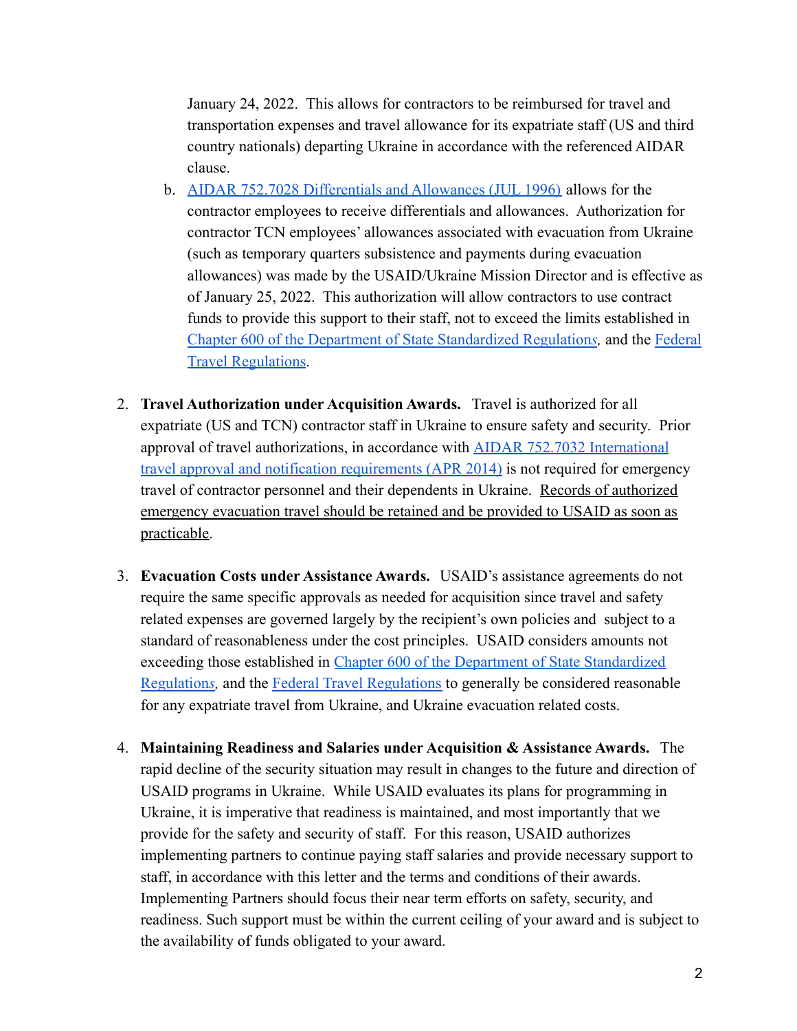January 24, 2022. This allows for contractors to be reimbursed for travel and transportation expenses and travel allowance for its expatriate staff (US and third country nationals) departing Ukraine in accordance with the referenced AIDAR clause.

   b. [AIDAR 752.7028 Differentials and Allowances (JUL 1996)](#) allows for the contractor employees to receive differentials and allowances. Authorization for contractor TCN employees' allowances associated with evacuation from Ukraine (such as temporary quarters subsistence and payments during evacuation allowances) was made by the USAID/Ukraine Mission Director and is effective as of January 25, 2022. This authorization will allow contractors to use contract funds to provide this support to their staff, not to exceed the limits established in [Chapter 600 of the Department of State Standardized Regulation*s*](#)*,* and the [Federal Travel Regulations](#).

2. **Travel Authorization under Acquisition Awards.** Travel is authorized for all expatriate (US and TCN) contractor staff in Ukraine to ensure safety and security. Prior approval of travel authorizations, in accordance with [AIDAR 752.7032 International travel approval and notification requirements (APR 2014)](#) is not required for emergency travel of contractor personnel and their dependents in Ukraine. <u>Records of authorized emergency evacuation travel should be retained and be provided to USAID as soon as practicable</u>.

3. **Evacuation Costs under Assistance Awards.** USAID's assistance agreements do not require the same specific approvals as needed for acquisition since travel and safety related expenses are governed largely by the recipient's own policies and subject to a standard of reasonableness under the cost principles. USAID considers amounts not exceeding those established in [Chapter 600 of the Department of State Standardized Regulation*s*](#)*,* and the [Federal Travel Regulations](#) to generally be considered reasonable for any expatriate travel from Ukraine, and Ukraine evacuation related costs.

4. **Maintaining Readiness and Salaries under Acquisition & Assistance Awards.** The rapid decline of the security situation may result in changes to the future and direction of USAID programs in Ukraine. While USAID evaluates its plans for programming in Ukraine, it is imperative that readiness is maintained, and most importantly that we provide for the safety and security of staff. For this reason, USAID authorizes implementing partners to continue paying staff salaries and provide necessary support to staff, in accordance with this letter and the terms and conditions of their awards. Implementing Partners should focus their near term efforts on safety, security, and readiness. Such support must be within the current ceiling of your award and is subject to the availability of funds obligated to your award.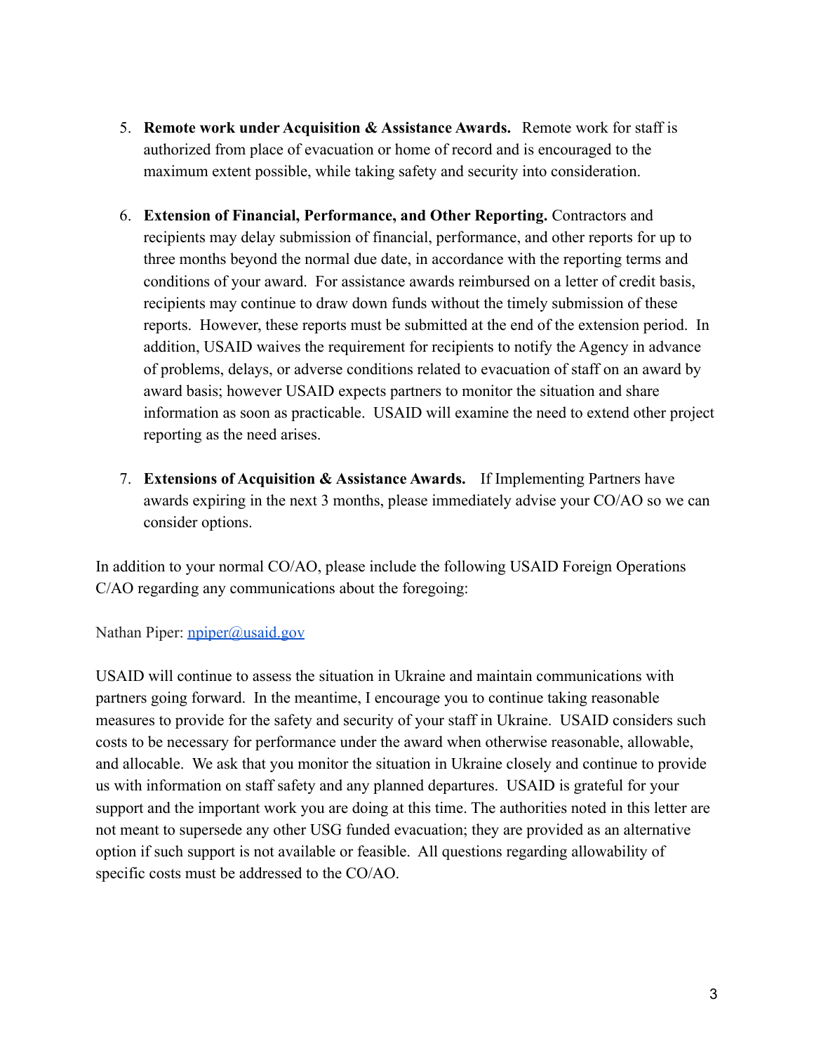5. **Remote work under Acquisition & Assistance Awards.** Remote work for staff is authorized from place of evacuation or home of record and is encouraged to the maximum extent possible, while taking safety and security into consideration.

6. **Extension of Financial, Performance, and Other Reporting.** Contractors and recipients may delay submission of financial, performance, and other reports for up to three months beyond the normal due date, in accordance with the reporting terms and conditions of your award. For assistance awards reimbursed on a letter of credit basis, recipients may continue to draw down funds without the timely submission of these reports. However, these reports must be submitted at the end of the extension period. In addition, USAID waives the requirement for recipients to notify the Agency in advance of problems, delays, or adverse conditions related to evacuation of staff on an award by award basis; however USAID expects partners to monitor the situation and share information as soon as practicable. USAID will examine the need to extend other project reporting as the need arises.

7. **Extensions of Acquisition & Assistance Awards.** If Implementing Partners have awards expiring in the next 3 months, please immediately advise your CO/AO so we can consider options.

In addition to your normal CO/AO, please include the following USAID Foreign Operations C/AO regarding any communications about the foregoing:

Nathan Piper: npiper@usaid.gov

USAID will continue to assess the situation in Ukraine and maintain communications with partners going forward. In the meantime, I encourage you to continue taking reasonable measures to provide for the safety and security of your staff in Ukraine. USAID considers such costs to be necessary for performance under the award when otherwise reasonable, allowable, and allocable. We ask that you monitor the situation in Ukraine closely and continue to provide us with information on staff safety and any planned departures. USAID is grateful for your support and the important work you are doing at this time. The authorities noted in this letter are not meant to supersede any other USG funded evacuation; they are provided as an alternative option if such support is not available or feasible. All questions regarding allowability of specific costs must be addressed to the CO/AO.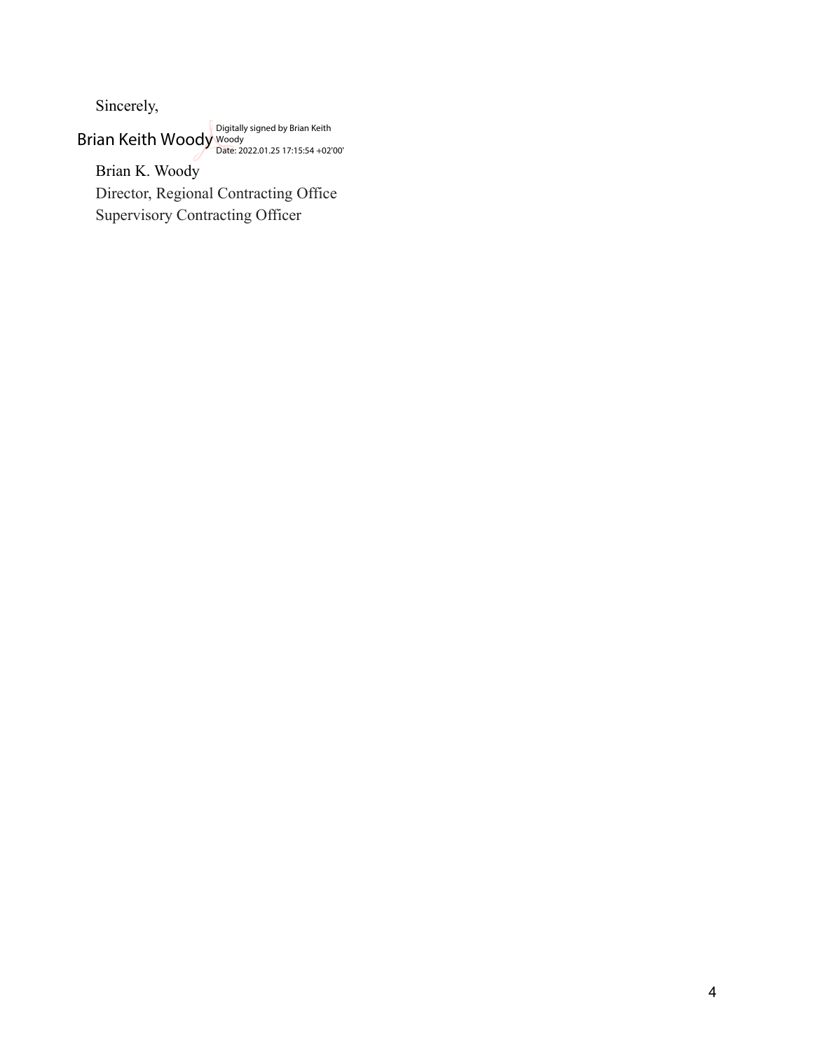Sincerely,

Brian Keith Woody Digitally signed by Brian Keith Woody
Date: 2022.01.25 17:15:54 +02'00'

Brian K. Woody
Director, Regional Contracting Office
Supervisory Contracting Officer